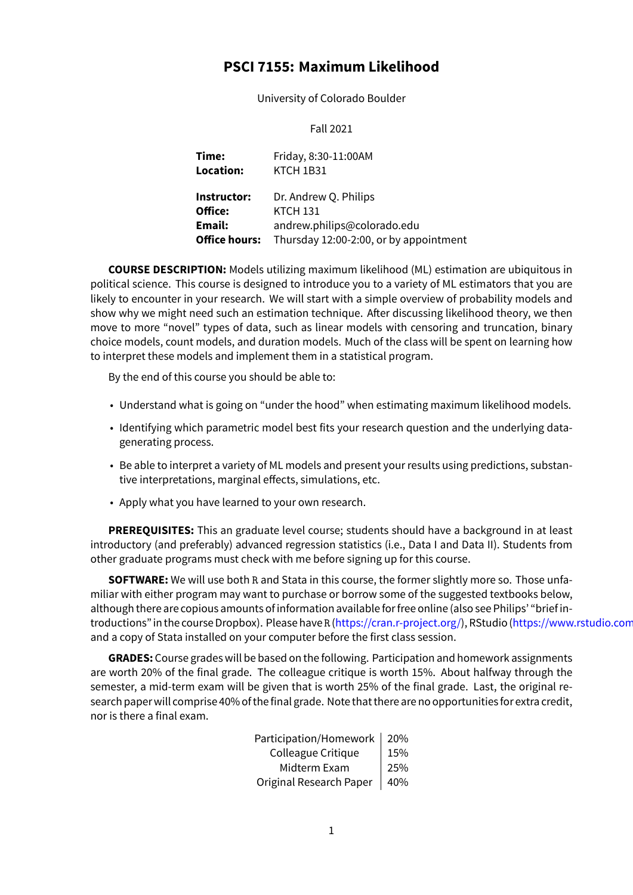# PSCI 7155: Maximum Likelihood

University of Colorado Boulder

Fall 2021

| | |
|---|---|
| **Time:** | Friday, 8:30-11:00AM |
| **Location:** | KTCH 1B31 |
| **Instructor:** | Dr. Andrew Q. Philips |
| **Office:** | KTCH 131 |
| **Email:** | andrew.philips@colorado.edu |
| **Office hours:** | Thursday 12:00-2:00, or by appointment |

**COURSE DESCRIPTION:** Models utilizing maximum likelihood (ML) estimation are ubiquitous in political science. This course is designed to introduce you to a variety of ML estimators that you are likely to encounter in your research. We will start with a simple overview of probability models and show why we might need such an estimation technique. After discussing likelihood theory, we then move to more "novel" types of data, such as linear models with censoring and truncation, binary choice models, count models, and duration models. Much of the class will be spent on learning how to interpret these models and implement them in a statistical program.

By the end of this course you should be able to:

- Understand what is going on "under the hood" when estimating maximum likelihood models.
- Identifying which parametric model best fits your research question and the underlying data-generating process.
- Be able to interpret a variety of ML models and present your results using predictions, substantive interpretations, marginal effects, simulations, etc.
- Apply what you have learned to your own research.

**PREREQUISITES:** This an graduate level course; students should have a background in at least introductory (and preferably) advanced regression statistics (i.e., Data I and Data II). Students from other graduate programs must check with me before signing up for this course.

**SOFTWARE:** We will use both R and Stata in this course, the former slightly more so. Those unfamiliar with either program may want to purchase or borrow some of the suggested textbooks below, although there are copious amounts of information available for free online (also see Philips' "brief introductions" in the course Dropbox). Please have R (https://cran.r-project.org/), RStudio (https://www.rstudio.com and a copy of Stata installed on your computer before the first class session.

**GRADES:** Course grades will be based on the following. Participation and homework assignments are worth 20% of the final grade. The colleague critique is worth 15%. About halfway through the semester, a mid-term exam will be given that is worth 25% of the final grade. Last, the original research paper will comprise 40% of the final grade. Note that there are no opportunities for extra credit, nor is there a final exam.

| | |
|---|---|
| Participation/Homework | 20% |
| Colleague Critique | 15% |
| Midterm Exam | 25% |
| Original Research Paper | 40% |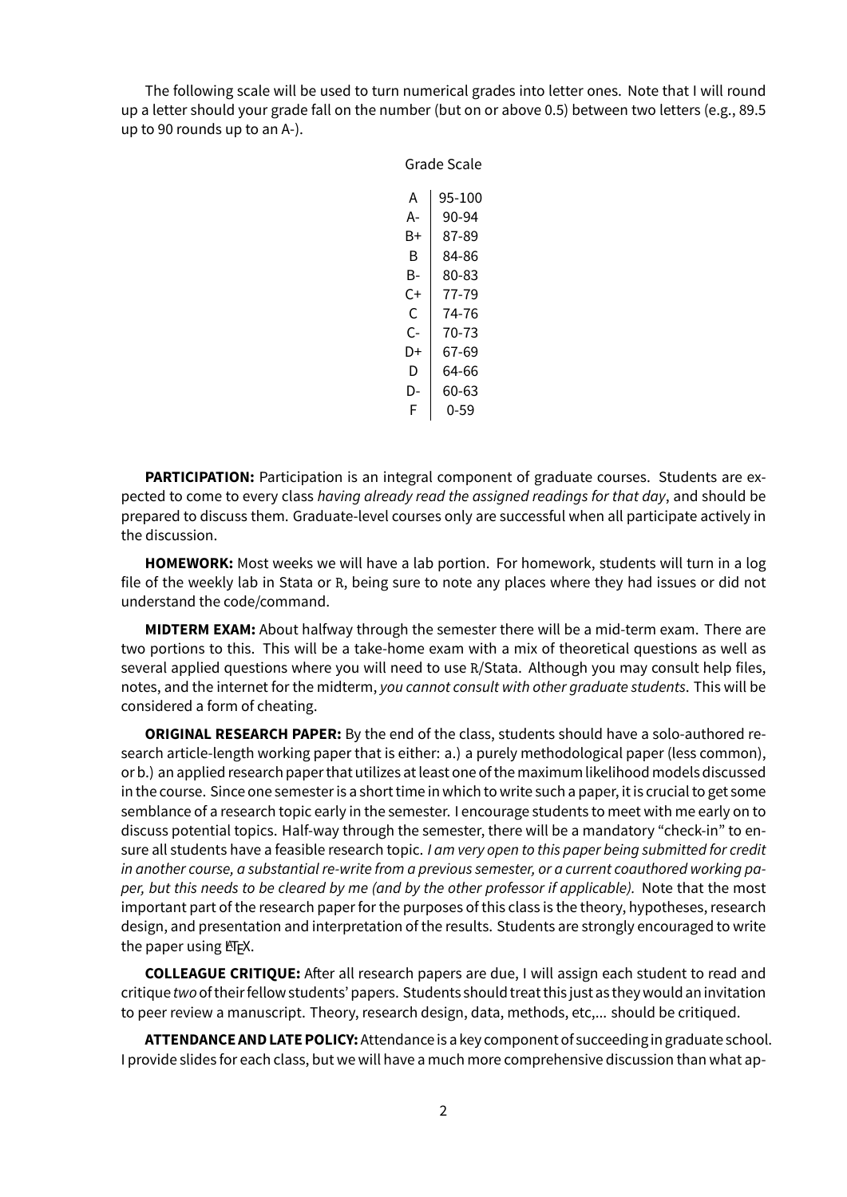The following scale will be used to turn numerical grades into letter ones. Note that I will round up a letter should your grade fall on the number (but on or above 0.5) between two letters (e.g., 89.5 up to 90 rounds up to an A-).

Grade Scale

| | |
|---|---|
| A | 95-100 |
| A- | 90-94 |
| B+ | 87-89 |
| B | 84-86 |
| B- | 80-83 |
| C+ | 77-79 |
| C | 74-76 |
| C- | 70-73 |
| D+ | 67-69 |
| D | 64-66 |
| D- | 60-63 |
| F | 0-59 |

**PARTICIPATION:** Participation is an integral component of graduate courses. Students are expected to come to every class *having already read the assigned readings for that day*, and should be prepared to discuss them. Graduate-level courses only are successful when all participate actively in the discussion.

**HOMEWORK:** Most weeks we will have a lab portion. For homework, students will turn in a log file of the weekly lab in Stata or R, being sure to note any places where they had issues or did not understand the code/command.

**MIDTERM EXAM:** About halfway through the semester there will be a mid-term exam. There are two portions to this. This will be a take-home exam with a mix of theoretical questions as well as several applied questions where you will need to use R/Stata. Although you may consult help files, notes, and the internet for the midterm, *you cannot consult with other graduate students*. This will be considered a form of cheating.

**ORIGINAL RESEARCH PAPER:** By the end of the class, students should have a solo-authored research article-length working paper that is either: a.) a purely methodological paper (less common), or b.) an applied research paper that utilizes at least one of the maximum likelihood models discussed in the course. Since one semester is a short time in which to write such a paper, it is crucial to get some semblance of a research topic early in the semester. I encourage students to meet with me early on to discuss potential topics. Half-way through the semester, there will be a mandatory "check-in" to ensure all students have a feasible research topic. *I am very open to this paper being submitted for credit in another course, a substantial re-write from a previous semester, or a current coauthored working paper, but this needs to be cleared by me (and by the other professor if applicable).* Note that the most important part of the research paper for the purposes of this class is the theory, hypotheses, research design, and presentation and interpretation of the results. Students are strongly encouraged to write the paper using LaTeX.

**COLLEAGUE CRITIQUE:** After all research papers are due, I will assign each student to read and critique *two* of their fellow students' papers. Students should treat this just as they would an invitation to peer review a manuscript. Theory, research design, data, methods, etc,... should be critiqued.

**ATTENDANCE AND LATE POLICY:** Attendance is a key component of succeeding in graduate school. I provide slides for each class, but we will have a much more comprehensive discussion than what ap-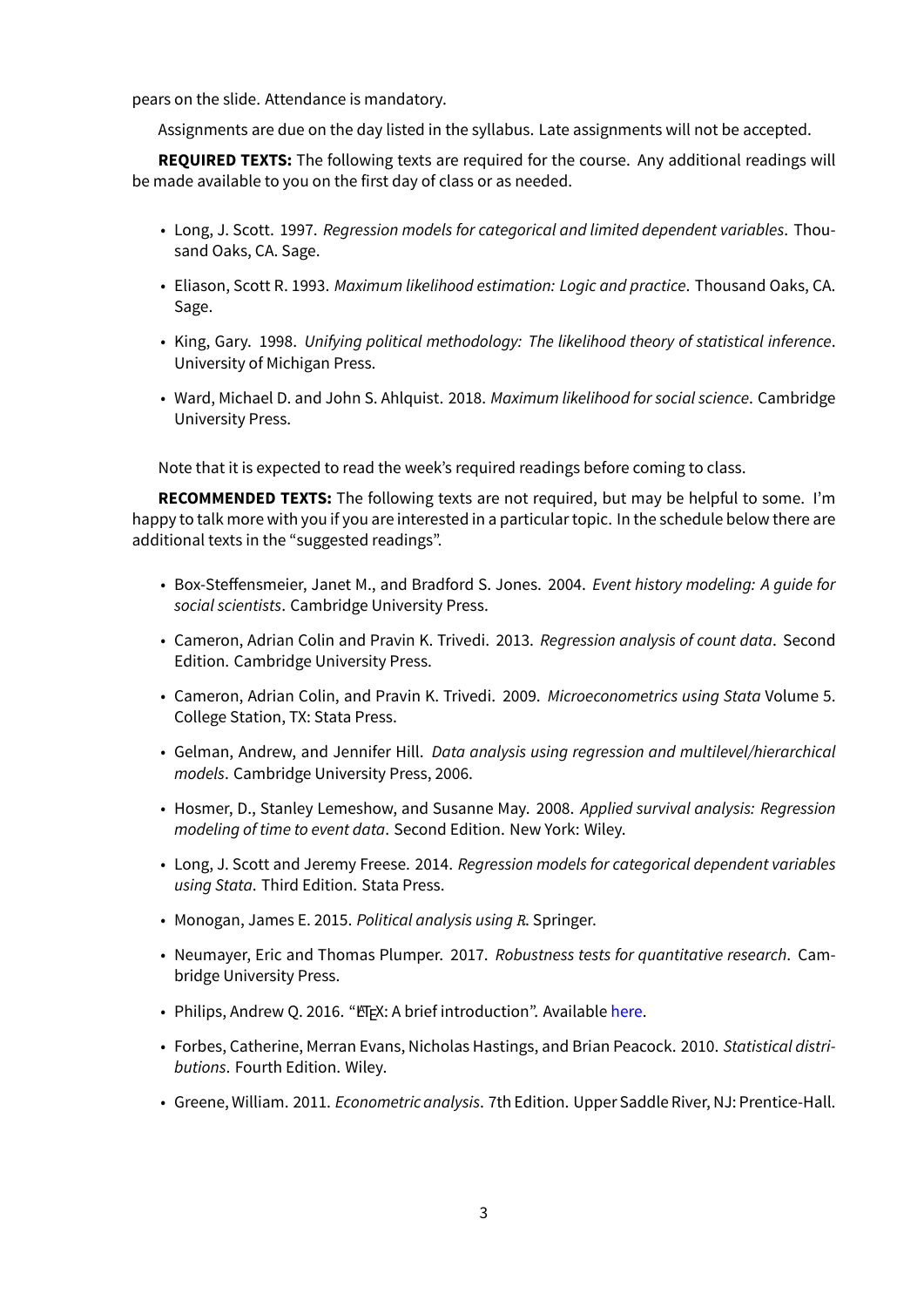pears on the slide. Attendance is mandatory.

Assignments are due on the day listed in the syllabus. Late assignments will not be accepted.

**REQUIRED TEXTS:** The following texts are required for the course. Any additional readings will be made available to you on the first day of class or as needed.

- Long, J. Scott. 1997. *Regression models for categorical and limited dependent variables*. Thousand Oaks, CA. Sage.
- Eliason, Scott R. 1993. *Maximum likelihood estimation: Logic and practice*. Thousand Oaks, CA. Sage.
- King, Gary. 1998. *Unifying political methodology: The likelihood theory of statistical inference*. University of Michigan Press.
- Ward, Michael D. and John S. Ahlquist. 2018. *Maximum likelihood for social science*. Cambridge University Press.

Note that it is expected to read the week's required readings before coming to class.

**RECOMMENDED TEXTS:** The following texts are not required, but may be helpful to some. I'm happy to talk more with you if you are interested in a particular topic. In the schedule below there are additional texts in the "suggested readings".

- Box-Steffensmeier, Janet M., and Bradford S. Jones. 2004. *Event history modeling: A guide for social scientists*. Cambridge University Press.
- Cameron, Adrian Colin and Pravin K. Trivedi. 2013. *Regression analysis of count data*. Second Edition. Cambridge University Press.
- Cameron, Adrian Colin, and Pravin K. Trivedi. 2009. *Microeconometrics using Stata* Volume 5. College Station, TX: Stata Press.
- Gelman, Andrew, and Jennifer Hill. *Data analysis using regression and multilevel/hierarchical models*. Cambridge University Press, 2006.
- Hosmer, D., Stanley Lemeshow, and Susanne May. 2008. *Applied survival analysis: Regression modeling of time to event data*. Second Edition. New York: Wiley.
- Long, J. Scott and Jeremy Freese. 2014. *Regression models for categorical dependent variables using Stata*. Third Edition. Stata Press.
- Monogan, James E. 2015. *Political analysis using R*. Springer.
- Neumayer, Eric and Thomas Plumper. 2017. *Robustness tests for quantitative research*. Cambridge University Press.
- Philips, Andrew Q. 2016. "LaTeX: A brief introduction". Available here.
- Forbes, Catherine, Merran Evans, Nicholas Hastings, and Brian Peacock. 2010. *Statistical distributions*. Fourth Edition. Wiley.
- Greene, William. 2011. *Econometric analysis*. 7th Edition. Upper Saddle River, NJ: Prentice-Hall.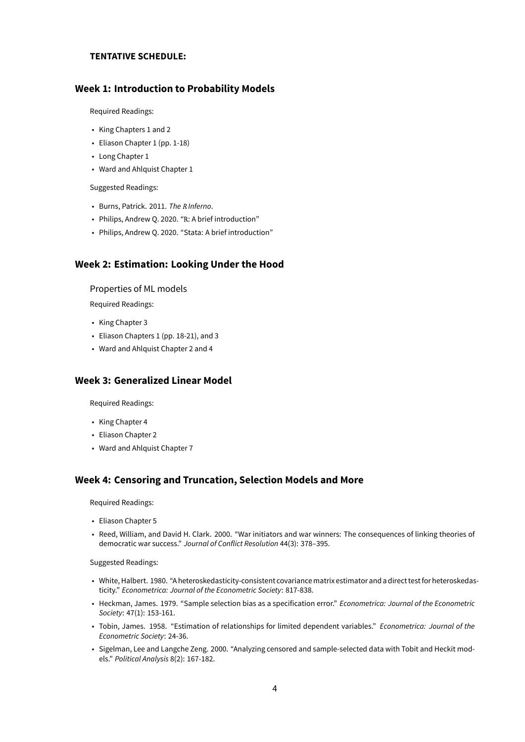**TENTATIVE SCHEDULE:**

## Week 1: Introduction to Probability Models

Required Readings:

- King Chapters 1 and 2
- Eliason Chapter 1 (pp. 1-18)
- Long Chapter 1
- Ward and Ahlquist Chapter 1

Suggested Readings:

- Burns, Patrick. 2011. *The R Inferno*.
- Philips, Andrew Q. 2020. "R: A brief introduction"
- Philips, Andrew Q. 2020. "Stata: A brief introduction"

## Week 2: Estimation: Looking Under the Hood

Properties of ML models

Required Readings:

- King Chapter 3
- Eliason Chapters 1 (pp. 18-21), and 3
- Ward and Ahlquist Chapter 2 and 4

## Week 3: Generalized Linear Model

Required Readings:

- King Chapter 4
- Eliason Chapter 2
- Ward and Ahlquist Chapter 7

## Week 4: Censoring and Truncation, Selection Models and More

Required Readings:

- Eliason Chapter 5
- Reed, William, and David H. Clark. 2000. "War initiators and war winners: The consequences of linking theories of democratic war success." *Journal of Conflict Resolution* 44(3): 378–395.

Suggested Readings:

- White, Halbert. 1980. "A heteroskedasticity-consistent covariance matrix estimator and a direct test for heteroskedasticity." *Econometrica: Journal of the Econometric Society*: 817-838.
- Heckman, James. 1979. "Sample selection bias as a specification error." *Econometrica: Journal of the Econometric Society*: 47(1): 153-161.
- Tobin, James. 1958. "Estimation of relationships for limited dependent variables." *Econometrica: Journal of the Econometric Society*: 24-36.
- Sigelman, Lee and Langche Zeng. 2000. "Analyzing censored and sample-selected data with Tobit and Heckit models." *Political Analysis* 8(2): 167-182.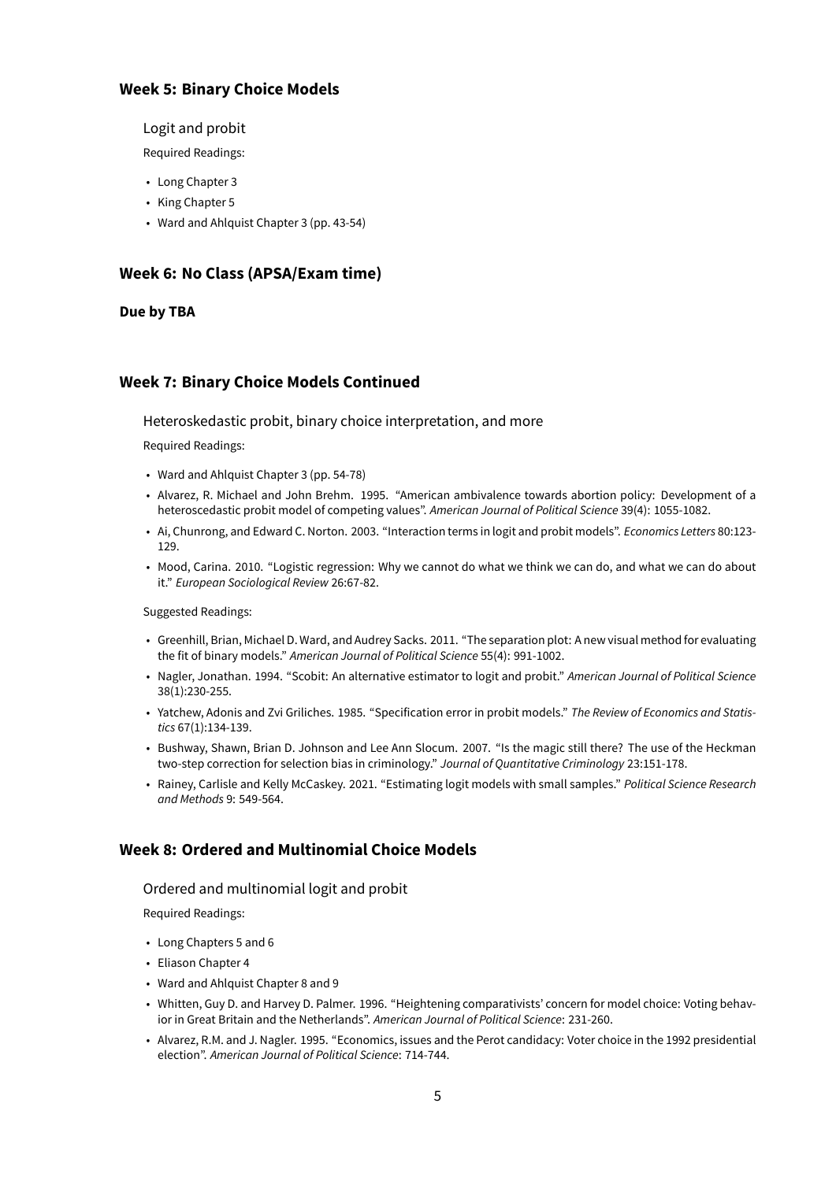## Week 5: Binary Choice Models

Logit and probit

Required Readings:

- Long Chapter 3
- King Chapter 5
- Ward and Ahlquist Chapter 3 (pp. 43-54)

## Week 6: No Class (APSA/Exam time)

**Due by TBA**

## Week 7: Binary Choice Models Continued

Heteroskedastic probit, binary choice interpretation, and more

Required Readings:

- Ward and Ahlquist Chapter 3 (pp. 54-78)
- Alvarez, R. Michael and John Brehm. 1995. "American ambivalence towards abortion policy: Development of a heteroscedastic probit model of competing values". *American Journal of Political Science* 39(4): 1055-1082.
- Ai, Chunrong, and Edward C. Norton. 2003. "Interaction terms in logit and probit models". *Economics Letters* 80:123-129.
- Mood, Carina. 2010. "Logistic regression: Why we cannot do what we think we can do, and what we can do about it." *European Sociological Review* 26:67-82.

Suggested Readings:

- Greenhill, Brian, Michael D. Ward, and Audrey Sacks. 2011. "The separation plot: A new visual method for evaluating the fit of binary models." *American Journal of Political Science* 55(4): 991-1002.
- Nagler, Jonathan. 1994. "Scobit: An alternative estimator to logit and probit." *American Journal of Political Science* 38(1):230-255.
- Yatchew, Adonis and Zvi Griliches. 1985. "Specification error in probit models." *The Review of Economics and Statistics* 67(1):134-139.
- Bushway, Shawn, Brian D. Johnson and Lee Ann Slocum. 2007. "Is the magic still there? The use of the Heckman two-step correction for selection bias in criminology." *Journal of Quantitative Criminology* 23:151-178.
- Rainey, Carlisle and Kelly McCaskey. 2021. "Estimating logit models with small samples." *Political Science Research and Methods* 9: 549-564.

## Week 8: Ordered and Multinomial Choice Models

Ordered and multinomial logit and probit

Required Readings:

- Long Chapters 5 and 6
- Eliason Chapter 4
- Ward and Ahlquist Chapter 8 and 9
- Whitten, Guy D. and Harvey D. Palmer. 1996. "Heightening comparativists' concern for model choice: Voting behavior in Great Britain and the Netherlands". *American Journal of Political Science*: 231-260.
- Alvarez, R.M. and J. Nagler. 1995. "Economics, issues and the Perot candidacy: Voter choice in the 1992 presidential election". *American Journal of Political Science*: 714-744.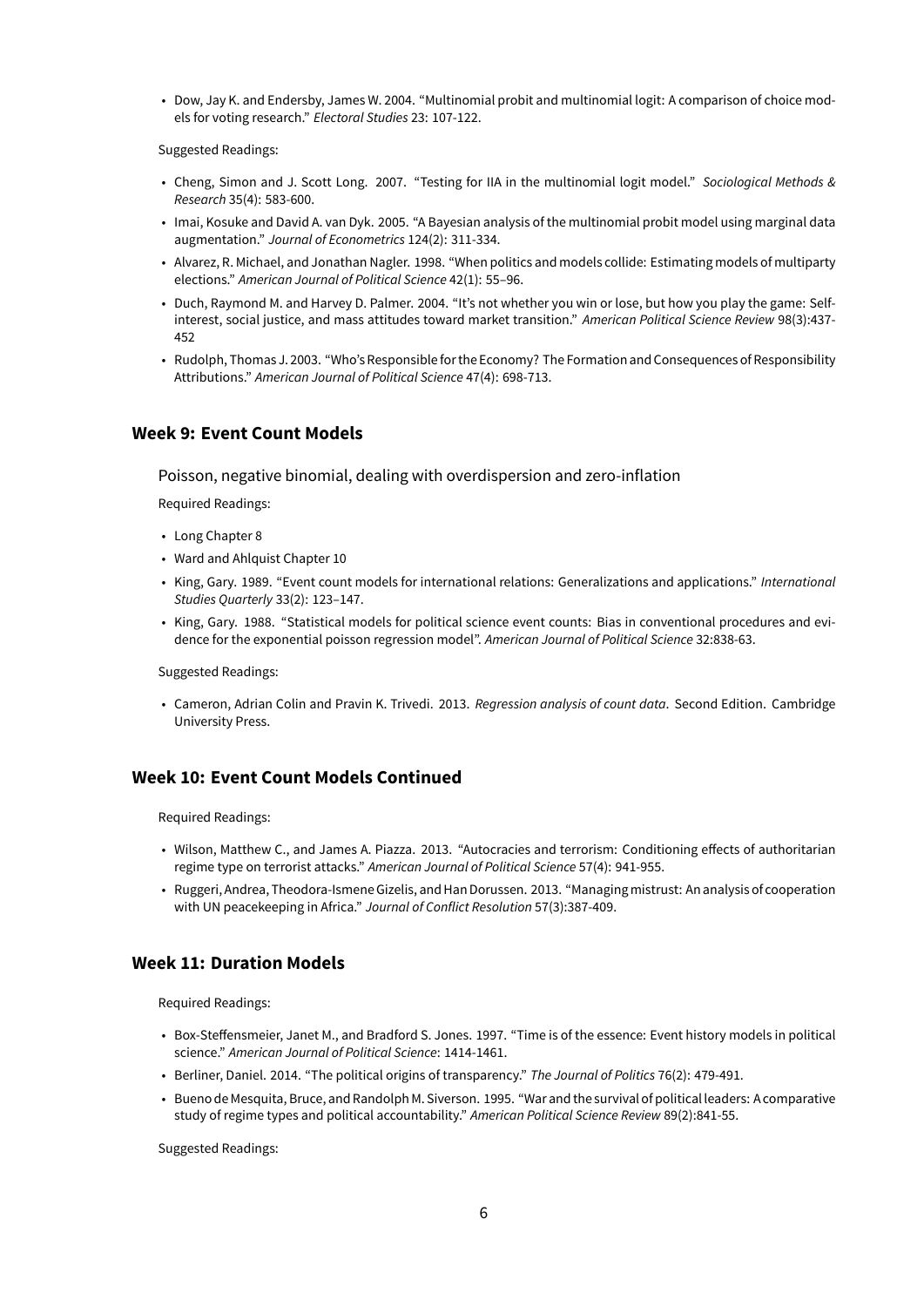- Dow, Jay K. and Endersby, James W. 2004. "Multinomial probit and multinomial logit: A comparison of choice models for voting research." *Electoral Studies* 23: 107-122.

Suggested Readings:

- Cheng, Simon and J. Scott Long. 2007. "Testing for IIA in the multinomial logit model." *Sociological Methods & Research* 35(4): 583-600.
- Imai, Kosuke and David A. van Dyk. 2005. "A Bayesian analysis of the multinomial probit model using marginal data augmentation." *Journal of Econometrics* 124(2): 311-334.
- Alvarez, R. Michael, and Jonathan Nagler. 1998. "When politics and models collide: Estimating models of multiparty elections." *American Journal of Political Science* 42(1): 55–96.
- Duch, Raymond M. and Harvey D. Palmer. 2004. "It's not whether you win or lose, but how you play the game: Self-interest, social justice, and mass attitudes toward market transition." *American Political Science Review* 98(3):437-452
- Rudolph, Thomas J. 2003. "Who's Responsible for the Economy? The Formation and Consequences of Responsibility Attributions." *American Journal of Political Science* 47(4): 698-713.

## Week 9: Event Count Models

Poisson, negative binomial, dealing with overdispersion and zero-inflation

Required Readings:

- Long Chapter 8
- Ward and Ahlquist Chapter 10
- King, Gary. 1989. "Event count models for international relations: Generalizations and applications." *International Studies Quarterly* 33(2): 123–147.
- King, Gary. 1988. "Statistical models for political science event counts: Bias in conventional procedures and evidence for the exponential poisson regression model". *American Journal of Political Science* 32:838-63.

Suggested Readings:

- Cameron, Adrian Colin and Pravin K. Trivedi. 2013. *Regression analysis of count data*. Second Edition. Cambridge University Press.

## Week 10: Event Count Models Continued

Required Readings:

- Wilson, Matthew C., and James A. Piazza. 2013. "Autocracies and terrorism: Conditioning effects of authoritarian regime type on terrorist attacks." *American Journal of Political Science* 57(4): 941-955.
- Ruggeri, Andrea, Theodora-Ismene Gizelis, and Han Dorussen. 2013. "Managing mistrust: An analysis of cooperation with UN peacekeeping in Africa." *Journal of Conflict Resolution* 57(3):387-409.

## Week 11: Duration Models

Required Readings:

- Box-Steffensmeier, Janet M., and Bradford S. Jones. 1997. "Time is of the essence: Event history models in political science." *American Journal of Political Science*: 1414-1461.
- Berliner, Daniel. 2014. "The political origins of transparency." *The Journal of Politics* 76(2): 479-491.
- Bueno de Mesquita, Bruce, and Randolph M. Siverson. 1995. "War and the survival of political leaders: A comparative study of regime types and political accountability." *American Political Science Review* 89(2):841-55.

Suggested Readings: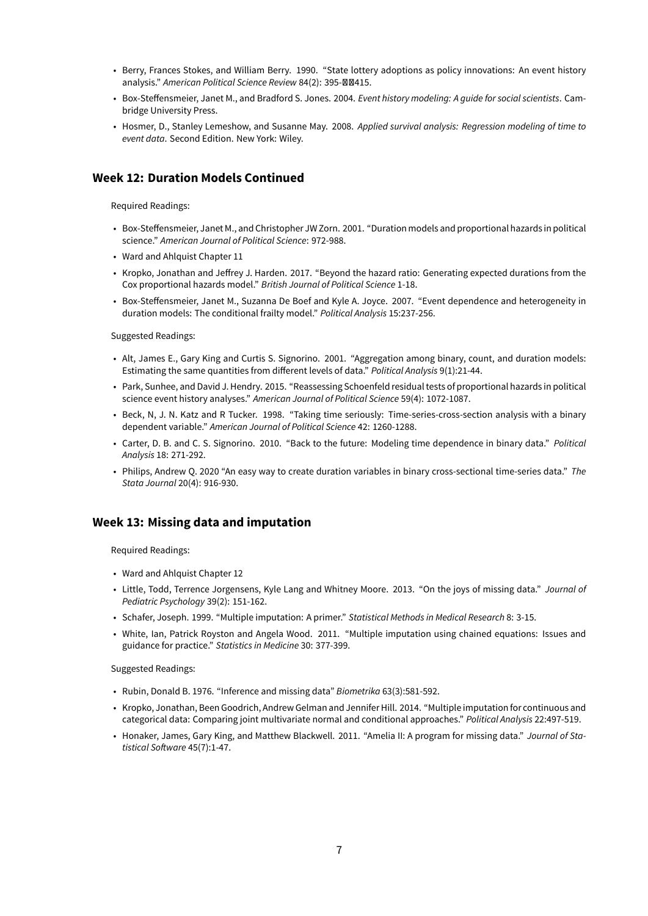- Berry, Frances Stokes, and William Berry. 1990. "State lottery adoptions as policy innovations: An event history analysis." *American Political Science Review* 84(2): 395-415.
- Box-Steffensmeier, Janet M., and Bradford S. Jones. 2004. *Event history modeling: A guide for social scientists*. Cambridge University Press.
- Hosmer, D., Stanley Lemeshow, and Susanne May. 2008. *Applied survival analysis: Regression modeling of time to event data*. Second Edition. New York: Wiley.

## Week 12: Duration Models Continued

Required Readings:

- Box-Steffensmeier, Janet M., and Christopher JW Zorn. 2001. "Duration models and proportional hazards in political science." *American Journal of Political Science*: 972-988.
- Ward and Ahlquist Chapter 11
- Kropko, Jonathan and Jeffrey J. Harden. 2017. "Beyond the hazard ratio: Generating expected durations from the Cox proportional hazards model." *British Journal of Political Science* 1-18.
- Box-Steffensmeier, Janet M., Suzanna De Boef and Kyle A. Joyce. 2007. "Event dependence and heterogeneity in duration models: The conditional frailty model." *Political Analysis* 15:237-256.

Suggested Readings:

- Alt, James E., Gary King and Curtis S. Signorino. 2001. "Aggregation among binary, count, and duration models: Estimating the same quantities from different levels of data." *Political Analysis* 9(1):21-44.
- Park, Sunhee, and David J. Hendry. 2015. "Reassessing Schoenfeld residual tests of proportional hazards in political science event history analyses." *American Journal of Political Science* 59(4): 1072-1087.
- Beck, N, J. N. Katz and R Tucker. 1998. "Taking time seriously: Time-series-cross-section analysis with a binary dependent variable." *American Journal of Political Science* 42: 1260-1288.
- Carter, D. B. and C. S. Signorino. 2010. "Back to the future: Modeling time dependence in binary data." *Political Analysis* 18: 271-292.
- Philips, Andrew Q. 2020 "An easy way to create duration variables in binary cross-sectional time-series data." *The Stata Journal* 20(4): 916-930.

## Week 13: Missing data and imputation

Required Readings:

- Ward and Ahlquist Chapter 12
- Little, Todd, Terrence Jorgensens, Kyle Lang and Whitney Moore. 2013. "On the joys of missing data." *Journal of Pediatric Psychology* 39(2): 151-162.
- Schafer, Joseph. 1999. "Multiple imputation: A primer." *Statistical Methods in Medical Research* 8: 3-15.
- White, Ian, Patrick Royston and Angela Wood. 2011. "Multiple imputation using chained equations: Issues and guidance for practice." *Statistics in Medicine* 30: 377-399.

Suggested Readings:

- Rubin, Donald B. 1976. "Inference and missing data" *Biometrika* 63(3):581-592.
- Kropko, Jonathan, Been Goodrich, Andrew Gelman and Jennifer Hill. 2014. "Multiple imputation for continuous and categorical data: Comparing joint multivariate normal and conditional approaches." *Political Analysis* 22:497-519.
- Honaker, James, Gary King, and Matthew Blackwell. 2011. "Amelia II: A program for missing data." *Journal of Statistical Software* 45(7):1-47.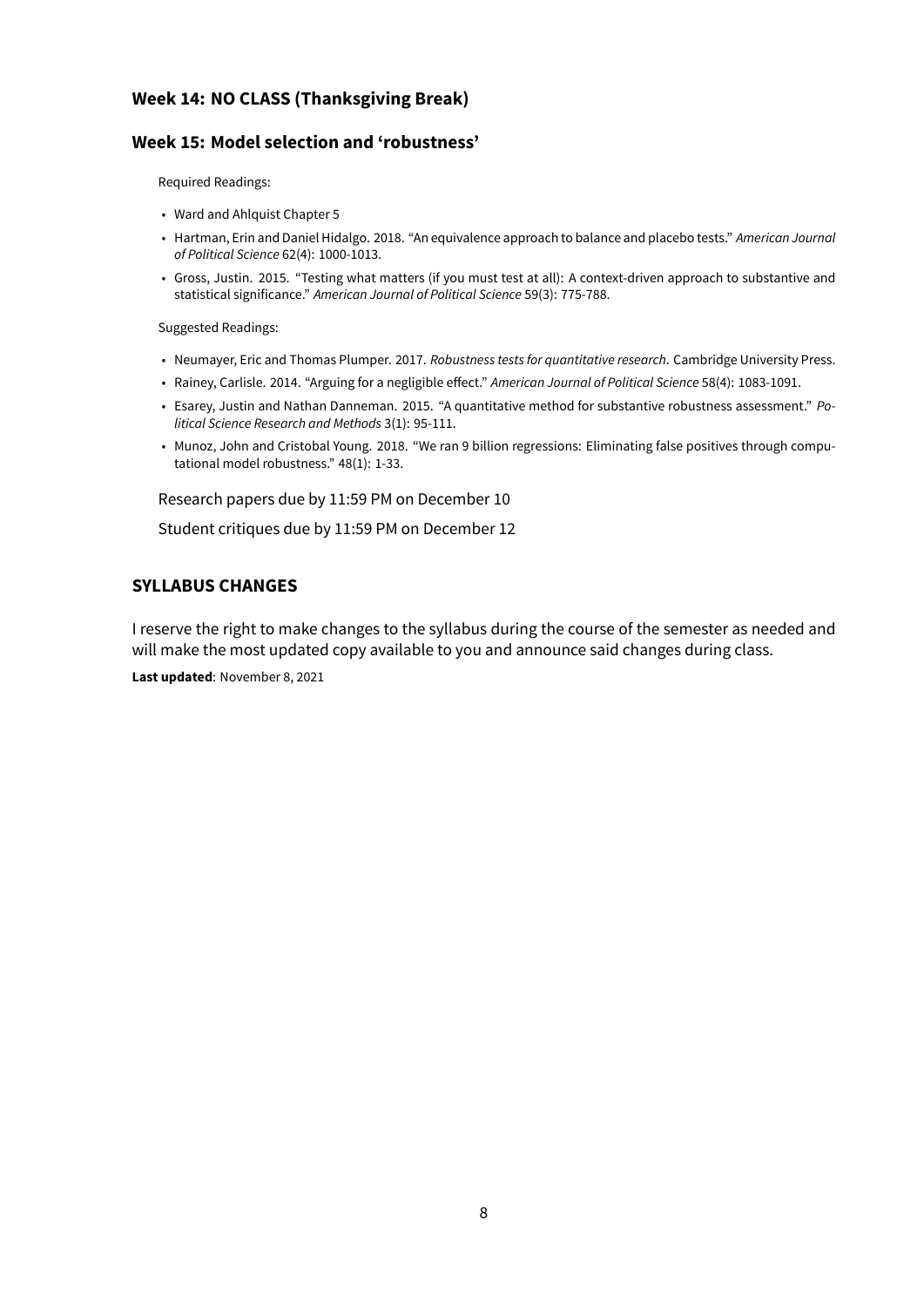### Week 14: NO CLASS (Thanksgiving Break)

### Week 15: Model selection and 'robustness'

Required Readings:

- Ward and Ahlquist Chapter 5
- Hartman, Erin and Daniel Hidalgo. 2018. "An equivalence approach to balance and placebo tests." *American Journal of Political Science* 62(4): 1000-1013.
- Gross, Justin. 2015. "Testing what matters (if you must test at all): A context-driven approach to substantive and statistical significance." *American Journal of Political Science* 59(3): 775-788.

Suggested Readings:

- Neumayer, Eric and Thomas Plumper. 2017. *Robustness tests for quantitative research*. Cambridge University Press.
- Rainey, Carlisle. 2014. "Arguing for a negligible effect." *American Journal of Political Science* 58(4): 1083-1091.
- Esarey, Justin and Nathan Danneman. 2015. "A quantitative method for substantive robustness assessment." *Political Science Research and Methods* 3(1): 95-111.
- Munoz, John and Cristobal Young. 2018. "We ran 9 billion regressions: Eliminating false positives through computational model robustness." 48(1): 1-33.

Research papers due by 11:59 PM on December 10

Student critiques due by 11:59 PM on December 12

## SYLLABUS CHANGES

I reserve the right to make changes to the syllabus during the course of the semester as needed and will make the most updated copy available to you and announce said changes during class.

**Last updated**: November 8, 2021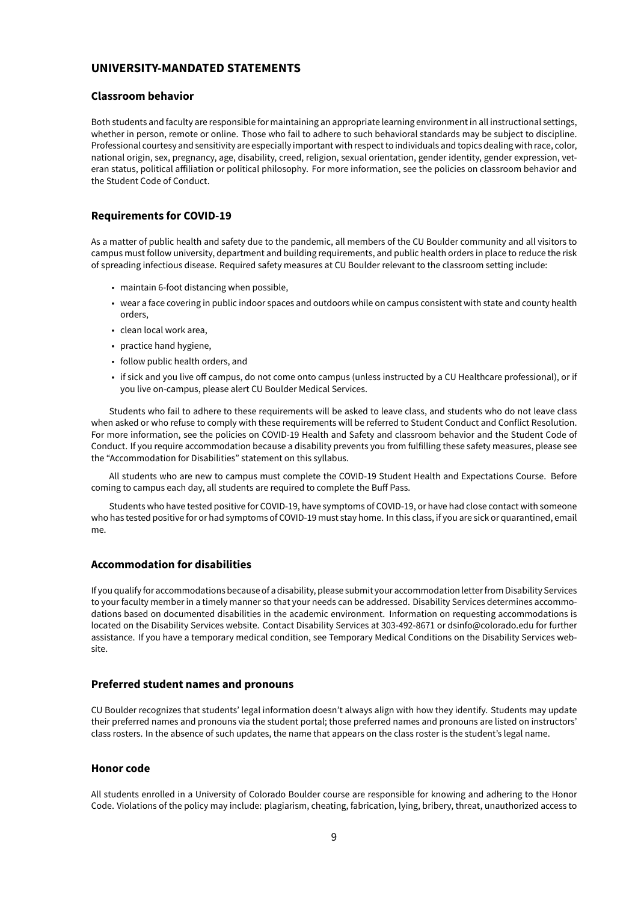## UNIVERSITY-MANDATED STATEMENTS

### Classroom behavior

Both students and faculty are responsible for maintaining an appropriate learning environment in all instructional settings, whether in person, remote or online. Those who fail to adhere to such behavioral standards may be subject to discipline. Professional courtesy and sensitivity are especially important with respect to individuals and topics dealing with race, color, national origin, sex, pregnancy, age, disability, creed, religion, sexual orientation, gender identity, gender expression, veteran status, political affiliation or political philosophy. For more information, see the policies on classroom behavior and the Student Code of Conduct.

### Requirements for COVID-19

As a matter of public health and safety due to the pandemic, all members of the CU Boulder community and all visitors to campus must follow university, department and building requirements, and public health orders in place to reduce the risk of spreading infectious disease. Required safety measures at CU Boulder relevant to the classroom setting include:

- maintain 6-foot distancing when possible,
- wear a face covering in public indoor spaces and outdoors while on campus consistent with state and county health orders,
- clean local work area,
- practice hand hygiene,
- follow public health orders, and
- if sick and you live off campus, do not come onto campus (unless instructed by a CU Healthcare professional), or if you live on-campus, please alert CU Boulder Medical Services.

Students who fail to adhere to these requirements will be asked to leave class, and students who do not leave class when asked or who refuse to comply with these requirements will be referred to Student Conduct and Conflict Resolution. For more information, see the policies on COVID-19 Health and Safety and classroom behavior and the Student Code of Conduct. If you require accommodation because a disability prevents you from fulfilling these safety measures, please see the "Accommodation for Disabilities" statement on this syllabus.

All students who are new to campus must complete the COVID-19 Student Health and Expectations Course. Before coming to campus each day, all students are required to complete the Buff Pass.

Students who have tested positive for COVID-19, have symptoms of COVID-19, or have had close contact with someone who has tested positive for or had symptoms of COVID-19 must stay home. In this class, if you are sick or quarantined, email me.

### Accommodation for disabilities

If you qualify for accommodations because of a disability, please submit your accommodation letter from Disability Services to your faculty member in a timely manner so that your needs can be addressed. Disability Services determines accommodations based on documented disabilities in the academic environment. Information on requesting accommodations is located on the Disability Services website. Contact Disability Services at 303-492-8671 or dsinfo@colorado.edu for further assistance. If you have a temporary medical condition, see Temporary Medical Conditions on the Disability Services website.

### Preferred student names and pronouns

CU Boulder recognizes that students' legal information doesn't always align with how they identify. Students may update their preferred names and pronouns via the student portal; those preferred names and pronouns are listed on instructors' class rosters. In the absence of such updates, the name that appears on the class roster is the student's legal name.

### Honor code

All students enrolled in a University of Colorado Boulder course are responsible for knowing and adhering to the Honor Code. Violations of the policy may include: plagiarism, cheating, fabrication, lying, bribery, threat, unauthorized access to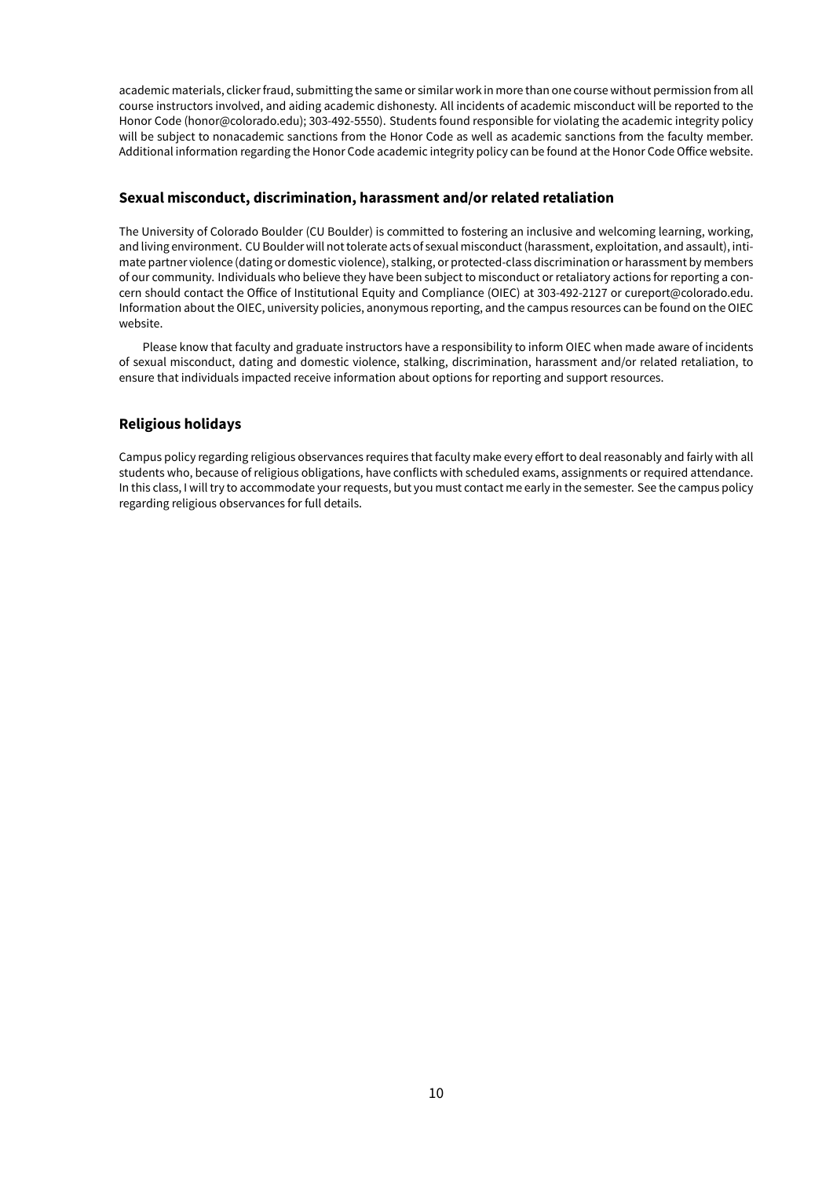academic materials, clicker fraud, submitting the same or similar work in more than one course without permission from all course instructors involved, and aiding academic dishonesty. All incidents of academic misconduct will be reported to the Honor Code (honor@colorado.edu); 303-492-5550). Students found responsible for violating the academic integrity policy will be subject to nonacademic sanctions from the Honor Code as well as academic sanctions from the faculty member. Additional information regarding the Honor Code academic integrity policy can be found at the Honor Code Office website.

### Sexual misconduct, discrimination, harassment and/or related retaliation

The University of Colorado Boulder (CU Boulder) is committed to fostering an inclusive and welcoming learning, working, and living environment. CU Boulder will not tolerate acts of sexual misconduct (harassment, exploitation, and assault), intimate partner violence (dating or domestic violence), stalking, or protected-class discrimination or harassment by members of our community. Individuals who believe they have been subject to misconduct or retaliatory actions for reporting a concern should contact the Office of Institutional Equity and Compliance (OIEC) at 303-492-2127 or cureport@colorado.edu. Information about the OIEC, university policies, anonymous reporting, and the campus resources can be found on the OIEC website.

Please know that faculty and graduate instructors have a responsibility to inform OIEC when made aware of incidents of sexual misconduct, dating and domestic violence, stalking, discrimination, harassment and/or related retaliation, to ensure that individuals impacted receive information about options for reporting and support resources.

### Religious holidays

Campus policy regarding religious observances requires that faculty make every effort to deal reasonably and fairly with all students who, because of religious obligations, have conflicts with scheduled exams, assignments or required attendance. In this class, I will try to accommodate your requests, but you must contact me early in the semester. See the campus policy regarding religious observances for full details.